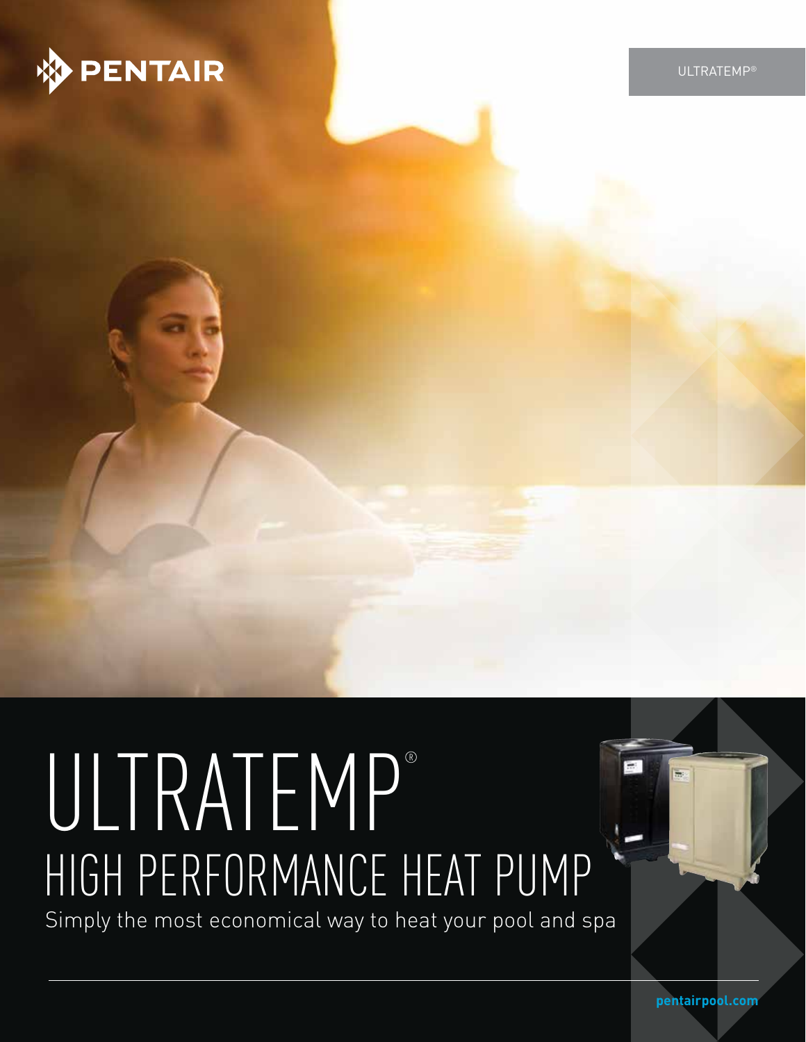PENTAIR

ULTRATEMP®

# ULTRATEMP®

## HIGH PERFORMANCE HEAT PUMP

Simply the most economical way to heat your pool and spa

pentairpool.com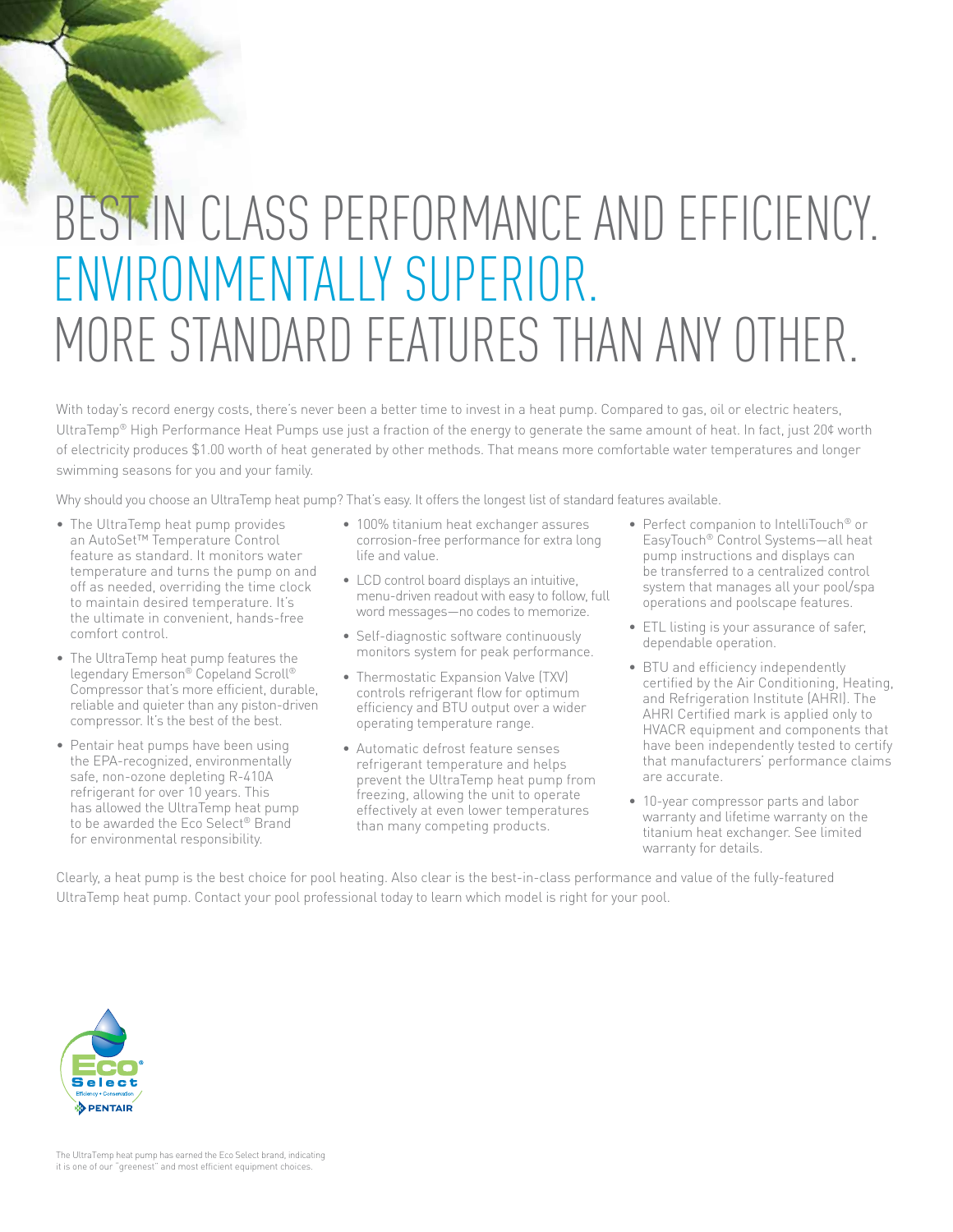# BEST IN CLASS PERFORMANCE AND EFFICIENCY. ENVIRONMENTALLY SUPERIOR. MORE STANDARD FEATURES THAN ANY OTHER.

With today's record energy costs, there's never been a better time to invest in a heat pump. Compared to gas, oil or electric heaters, UltraTemp® High Performance Heat Pumps use just a fraction of the energy to generate the same amount of heat. In fact, just 20¢ worth of electricity produces $1.00 worth of heat generated by other methods. That means more comfortable water temperatures and longer swimming seasons for you and your family.

Why should you choose an UltraTemp heat pump? That's easy. It offers the longest list of standard features available.

- The UltraTemp heat pump provides an AutoSet™ Temperature Control feature as standard. It monitors water temperature and turns the pump on and off as needed, overriding the time clock to maintain desired temperature. It's the ultimate in convenient, hands-free comfort control.
- The UltraTemp heat pump features the legendary Emerson® Copeland Scroll® Compressor that's more efficient, durable, reliable and quieter than any piston-driven compressor. It's the best of the best.
- Pentair heat pumps have been using the EPA-recognized, environmentally safe, non-ozone depleting R-410A refrigerant for over 10 years. This has allowed the UltraTemp heat pump to be awarded the Eco Select® Brand for environmental responsibility.
- 100% titanium heat exchanger assures corrosion-free performance for extra long life and value.
- LCD control board displays an intuitive, menu-driven readout with easy to follow, full word messages—no codes to memorize.
- Self-diagnostic software continuously monitors system for peak performance.
- Thermostatic Expansion Valve (TXV) controls refrigerant flow for optimum efficiency and BTU output over a wider operating temperature range.
- Automatic defrost feature senses refrigerant temperature and helps prevent the UltraTemp heat pump from freezing, allowing the unit to operate effectively at even lower temperatures than many competing products.
- Perfect companion to IntelliTouch® or EasyTouch® Control Systems—all heat pump instructions and displays can be transferred to a centralized control system that manages all your pool/spa operations and poolscape features.
- ETL listing is your assurance of safer, dependable operation.
- BTU and efficiency independently certified by the Air Conditioning, Heating, and Refrigeration Institute (AHRI). The AHRI Certified mark is applied only to HVACR equipment and components that have been independently tested to certify that manufacturers' performance claims are accurate.
- 10-year compressor parts and labor warranty and lifetime warranty on the titanium heat exchanger. See limited warranty for details.

Clearly, a heat pump is the best choice for pool heating. Also clear is the best-in-class performance and value of the fully-featured UltraTemp heat pump. Contact your pool professional today to learn which model is right for your pool.

Eco Select® Efficiency • Conservation PENTAIR

The UltraTemp heat pump has earned the Eco Select brand, indicating it is one of our "greenest" and most efficient equipment choices.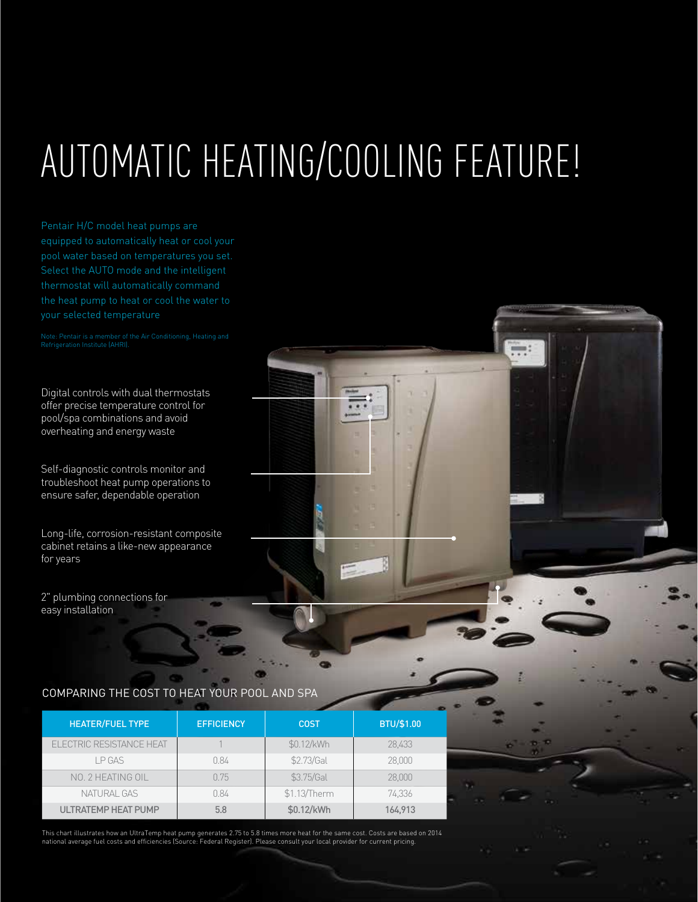# AUTOMATIC HEATING/COOLING FEATURE!

Pentair H/C model heat pumps are equipped to automatically heat or cool your pool water based on temperatures you set. Select the AUTO mode and the intelligent thermostat will automatically command the heat pump to heat or cool the water to your selected temperature

Note: Pentair is a member of the Air Conditioning, Heating and Refrigeration Institute (AHRI).

Digital controls with dual thermostats offer precise temperature control for pool/spa combinations and avoid overheating and energy waste

Self-diagnostic controls monitor and troubleshoot heat pump operations to ensure safer, dependable operation

Long-life, corrosion-resistant composite cabinet retains a like-new appearance for years

2" plumbing connections for easy installation

## COMPARING THE COST TO HEAT YOUR POOL AND SPA

| HEATER/FUEL TYPE | EFFICIENCY | COST | BTU/$1.00 |
|---|---|---|---|
| ELECTRIC RESISTANCE HEAT | 1 | $0.12/kWh | 28,433 |
| LP GAS | 0.84 | $2.73/Gal | 28,000 |
| NO. 2 HEATING OIL | 0.75 | $3.75/Gal | 28,000 |
| NATURAL GAS | 0.84 | $1.13/Therm | 74,336 |
| **ULTRATEMP HEAT PUMP** | **5.8** | **$0.12/kWh** | **164,913** |

This chart illustrates how an UltraTemp heat pump generates 2.75 to 5.8 times more heat for the same cost. Costs are based on 2014 national average fuel costs and efficiencies (Source: Federal Register). Please consult your local provider for current pricing.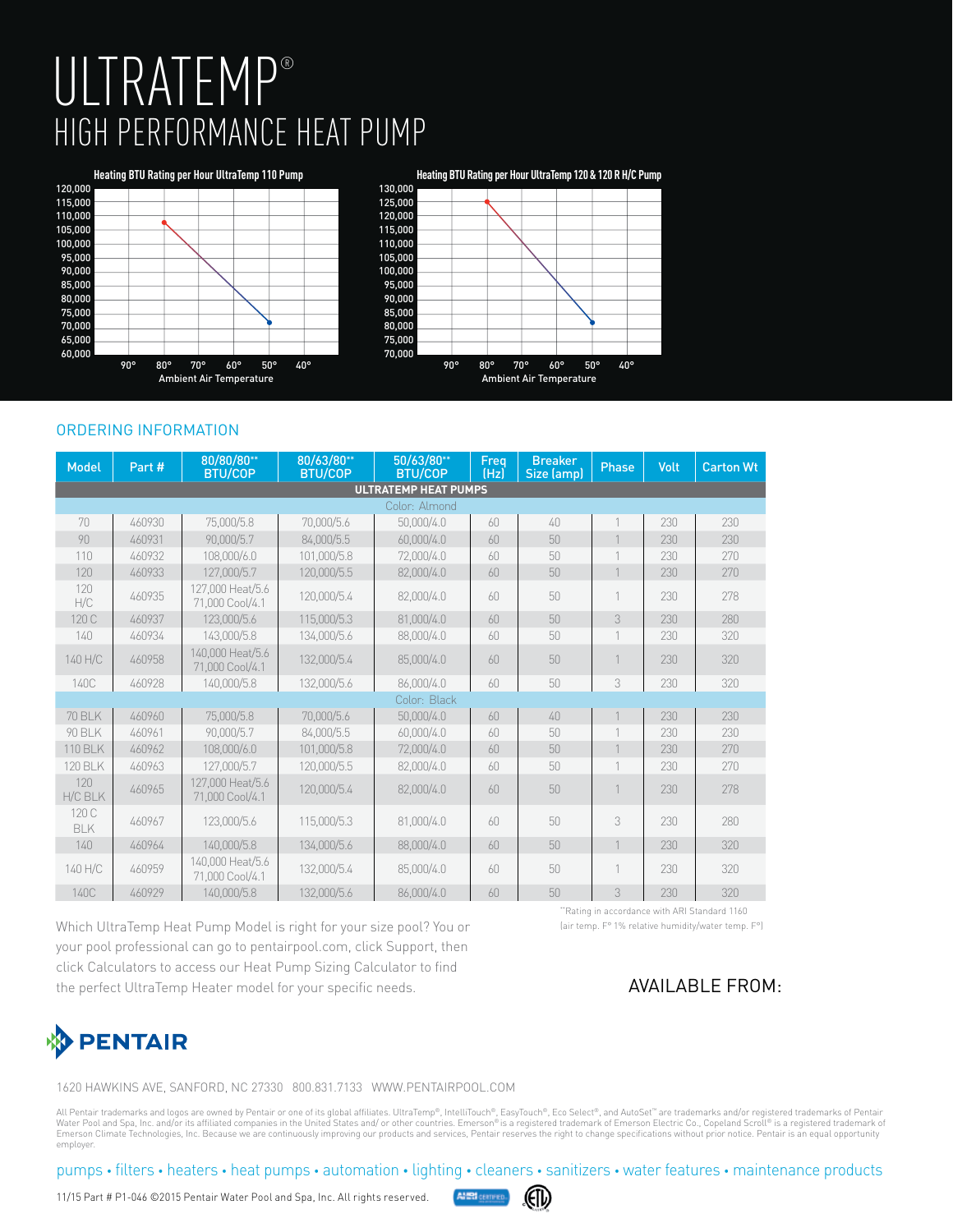# ULTRATEMP®

## HIGH PERFORMANCE HEAT PUMP

Heating BTU Rating per Hour UltraTemp 110 Pump

120,000
115,000
110,000
105,000
100,000
95,000
90,000
85,000
80,000
75,000
70,000
65,000
60,000

90° 80° 70° 60° 50° 40°

Ambient Air Temperature

Heating BTU Rating per Hour UltraTemp 120 & 120 R H/C Pump

130,000
125,000
120,000
115,000
110,000
105,000
100,000
95,000
90,000
85,000
80,000
75,000
70,000

90° 80° 70° 60° 50° 40°

Ambient Air Temperature

## ORDERING INFORMATION

| Model | Part # | 80/80/80** BTU/COP | 80/63/80** BTU/COP | 50/63/80** BTU/COP | Freq (Hz) | Breaker Size (amp) | Phase | Volt | Carton Wt |
|---|---|---|---|---|---|---|---|---|---|
| **ULTRATEMP HEAT PUMPS** | | | | | | | | | |
| Color: Almond | | | | | | | | | |
| 70 | 460930 | 75,000/5.8 | 70,000/5.6 | 50,000/4.0 | 60 | 40 | 1 | 230 | 230 |
| 90 | 460931 | 90,000/5.7 | 84,000/5.5 | 60,000/4.0 | 60 | 50 | 1 | 230 | 230 |
| 110 | 460932 | 108,000/6.0 | 101,000/5.8 | 72,000/4.0 | 60 | 50 | 1 | 230 | 270 |
| 120 | 460933 | 127,000/5.7 | 120,000/5.5 | 82,000/4.0 | 60 | 50 | 1 | 230 | 270 |
| 120 H/C | 460935 | 127,000 Heat/5.6 71,000 Cool/4.1 | 120,000/5.4 | 82,000/4.0 | 60 | 50 | 1 | 230 | 278 |
| 120 C | 460937 | 123,000/5.6 | 115,000/5.3 | 81,000/4.0 | 60 | 50 | 3 | 230 | 280 |
| 140 | 460934 | 143,000/5.8 | 134,000/5.6 | 88,000/4.0 | 60 | 50 | 1 | 230 | 320 |
| 140 H/C | 460958 | 140,000 Heat/5.6 71,000 Cool/4.1 | 132,000/5.4 | 85,000/4.0 | 60 | 50 | 1 | 230 | 320 |
| 140C | 460928 | 140,000/5.8 | 132,000/5.6 | 86,000/4.0 | 60 | 50 | 3 | 230 | 320 |
| Color: Black | | | | | | | | | |
| 70 BLK | 460960 | 75,000/5.8 | 70,000/5.6 | 50,000/4.0 | 60 | 40 | 1 | 230 | 230 |
| 90 BLK | 460961 | 90,000/5.7 | 84,000/5.5 | 60,000/4.0 | 60 | 50 | 1 | 230 | 230 |
| 110 BLK | 460962 | 108,000/6.0 | 101,000/5.8 | 72,000/4.0 | 60 | 50 | 1 | 230 | 270 |
| 120 BLK | 460963 | 127,000/5.7 | 120,000/5.5 | 82,000/4.0 | 60 | 50 | 1 | 230 | 270 |
| 120 H/C BLK | 460965 | 127,000 Heat/5.6 71,000 Cool/4.1 | 120,000/5.4 | 82,000/4.0 | 60 | 50 | 1 | 230 | 278 |
| 120 C BLK | 460967 | 123,000/5.6 | 115,000/5.3 | 81,000/4.0 | 60 | 50 | 3 | 230 | 280 |
| 140 | 460964 | 140,000/5.8 | 134,000/5.6 | 88,000/4.0 | 60 | 50 | 1 | 230 | 320 |
| 140 H/C | 460959 | 140,000 Heat/5.6 71,000 Cool/4.1 | 132,000/5.4 | 85,000/4.0 | 60 | 50 | 1 | 230 | 320 |
| 140C | 460929 | 140,000/5.8 | 132,000/5.6 | 86,000/4.0 | 60 | 50 | 3 | 230 | 320 |

**Rating in accordance with ARI Standard 1160 (air temp. F° 1% relative humidity/water temp. F°)

Which UltraTemp Heat Pump Model is right for your size pool? You or your pool professional can go to pentairpool.com, click Support, then click Calculators to access our Heat Pump Sizing Calculator to find the perfect UltraTemp Heater model for your specific needs.

AVAILABLE FROM:

PENTAIR

1620 HAWKINS AVE, SANFORD, NC 27330 800.831.7133 WWW.PENTAIRPOOL.COM

All Pentair trademarks and logos are owned by Pentair or one of its global affiliates. UltraTemp®, IntelliTouch®, EasyTouch®, Eco Select®, and AutoSet™ are trademarks and/or registered trademarks of Pentair Water Pool and Spa, Inc. and/or its affiliated companies in the United States and/ or other countries. Emerson® is a registered trademark of Emerson Electric Co., Copeland Scroll® is a registered trademark of Emerson Climate Technologies, Inc. Because we are continuously improving our products and services, Pentair reserves the right to change specifications without prior notice. Pentair is an equal opportunity employer.

pumps • filters • heaters • heat pumps • automation • lighting • cleaners • sanitizers • water features • maintenance products

11/15 Part # P1-046 ©2015 Pentair Water Pool and Spa, Inc. All rights reserved.